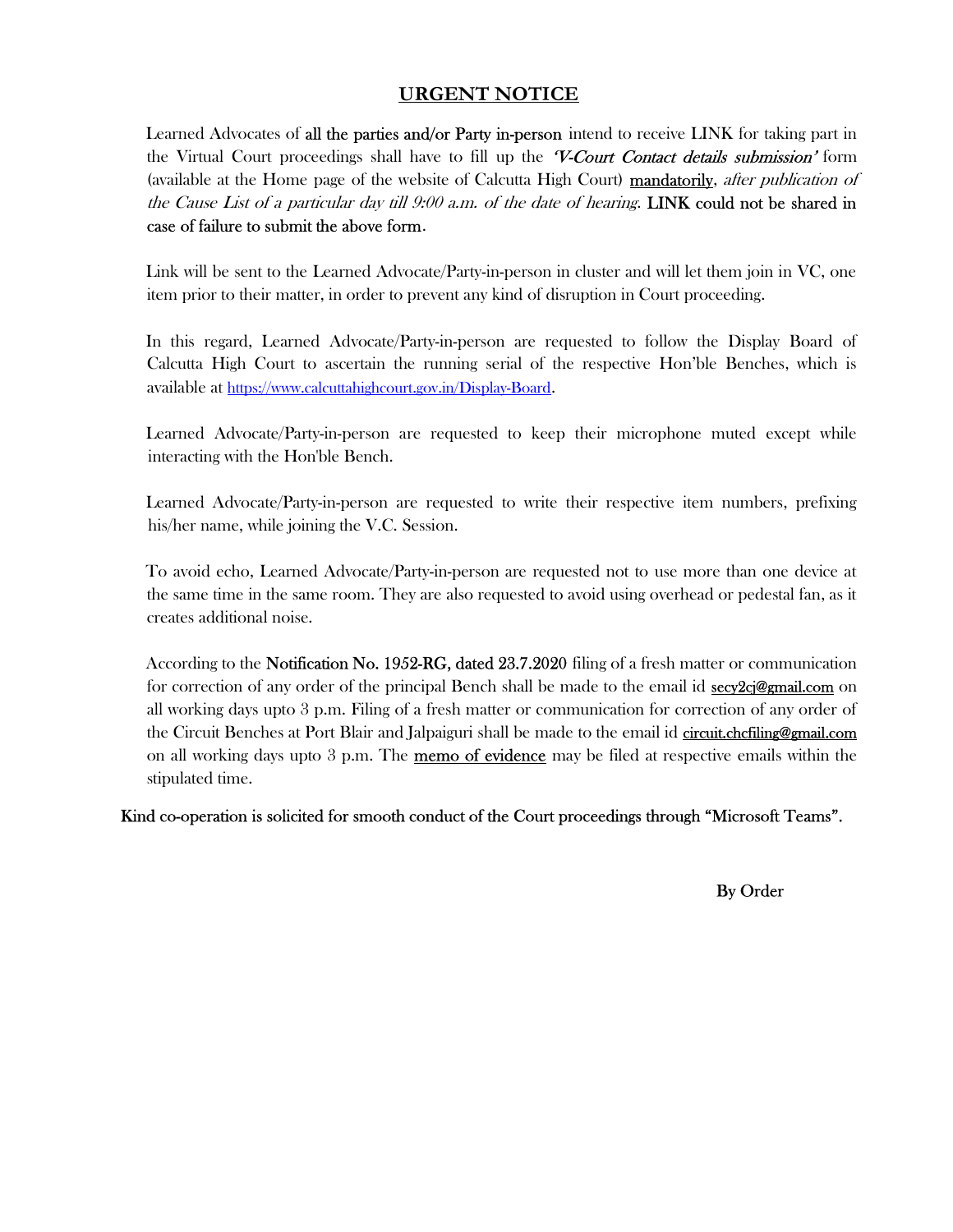# URGENT NOTICE

Learned Advocates of **all the parties and/or Party in-person** intend to receive LINK for taking part in the Virtual Court proceedings shall have to fill up the ***'V-Court Contact details submission'*** form (available at the Home page of the website of Calcutta High Court) mandatorily, *after publication of the Cause List of a particular day till 9:00 a.m. of the date of hearing*. **LINK could not be shared in case of failure to submit the above form**.

Link will be sent to the Learned Advocate/Party-in-person in cluster and will let them join in VC, one item prior to their matter, in order to prevent any kind of disruption in Court proceeding.

In this regard, Learned Advocate/Party-in-person are requested to follow the Display Board of Calcutta High Court to ascertain the running serial of the respective Hon'ble Benches, which is available at https://www.calcuttahighcourt.gov.in/Display-Board.

Learned Advocate/Party-in-person are requested to keep their microphone muted except while interacting with the Hon'ble Bench.

Learned Advocate/Party-in-person are requested to write their respective item numbers, prefixing his/her name, while joining the V.C. Session.

To avoid echo, Learned Advocate/Party-in-person are requested not to use more than one device at the same time in the same room. They are also requested to avoid using overhead or pedestal fan, as it creates additional noise.

According to the **Notification No. 1952-RG, dated 23.7.2020** filing of a fresh matter or communication for correction of any order of the principal Bench shall be made to the email id secy2cj@gmail.com on all working days upto 3 p.m. Filing of a fresh matter or communication for correction of any order of the Circuit Benches at Port Blair and Jalpaiguri shall be made to the email id circuit.chcfiling@gmail.com on all working days upto 3 p.m. The memo of evidence may be filed at respective emails within the stipulated time.

**Kind co-operation is solicited for smooth conduct of the Court proceedings through "Microsoft Teams".**

**By Order**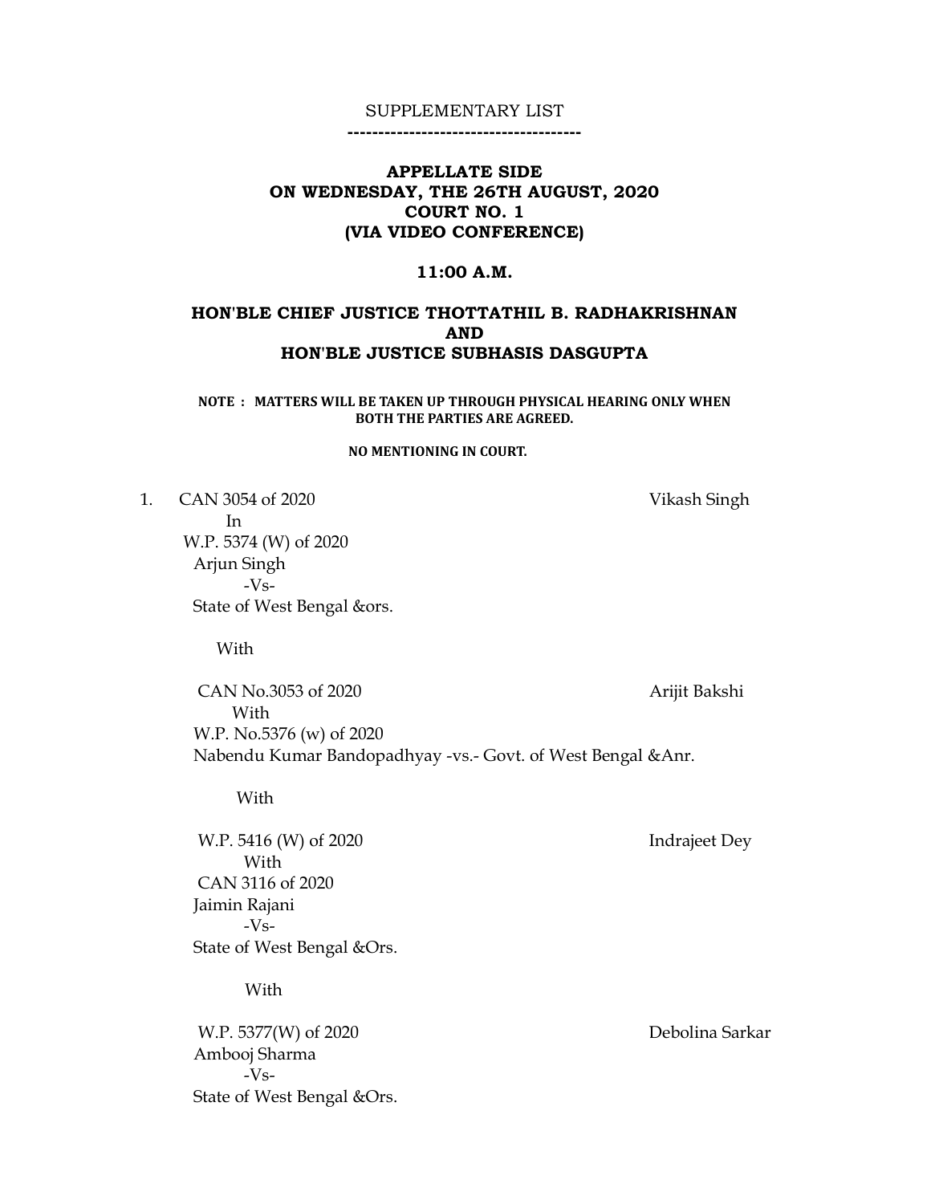SUPPLEMENTARY LIST

-------------------------------------

**APPELLATE SIDE**
**ON WEDNESDAY, THE 26TH AUGUST, 2020**
**COURT NO. 1**
**(VIA VIDEO CONFERENCE)**

**11:00 A.M.**

**HON'BLE CHIEF JUSTICE THOTTATHIL B. RADHAKRISHNAN**
**AND**
**HON'BLE JUSTICE SUBHASIS DASGUPTA**

**NOTE : MATTERS WILL BE TAKEN UP THROUGH PHYSICAL HEARING ONLY WHEN BOTH THE PARTIES ARE AGREED.**

**NO MENTIONING IN COURT.**

1. CAN 3054 of 2020 — Vikash Singh
   In
   W.P. 5374 (W) of 2020
   Arjun Singh
   -Vs-
   State of West Bengal &ors.

   With

   CAN No.3053 of 2020 — Arijit Bakshi
   With
   W.P. No.5376 (w) of 2020
   Nabendu Kumar Bandopadhyay -vs.- Govt. of West Bengal &Anr.

   With

   W.P. 5416 (W) of 2020 — Indrajeet Dey
   With
   CAN 3116 of 2020
   Jaimin Rajani
   -Vs-
   State of West Bengal &Ors.

   With

   W.P. 5377(W) of 2020 — Debolina Sarkar
   Ambooj Sharma
   -Vs-
   State of West Bengal &Ors.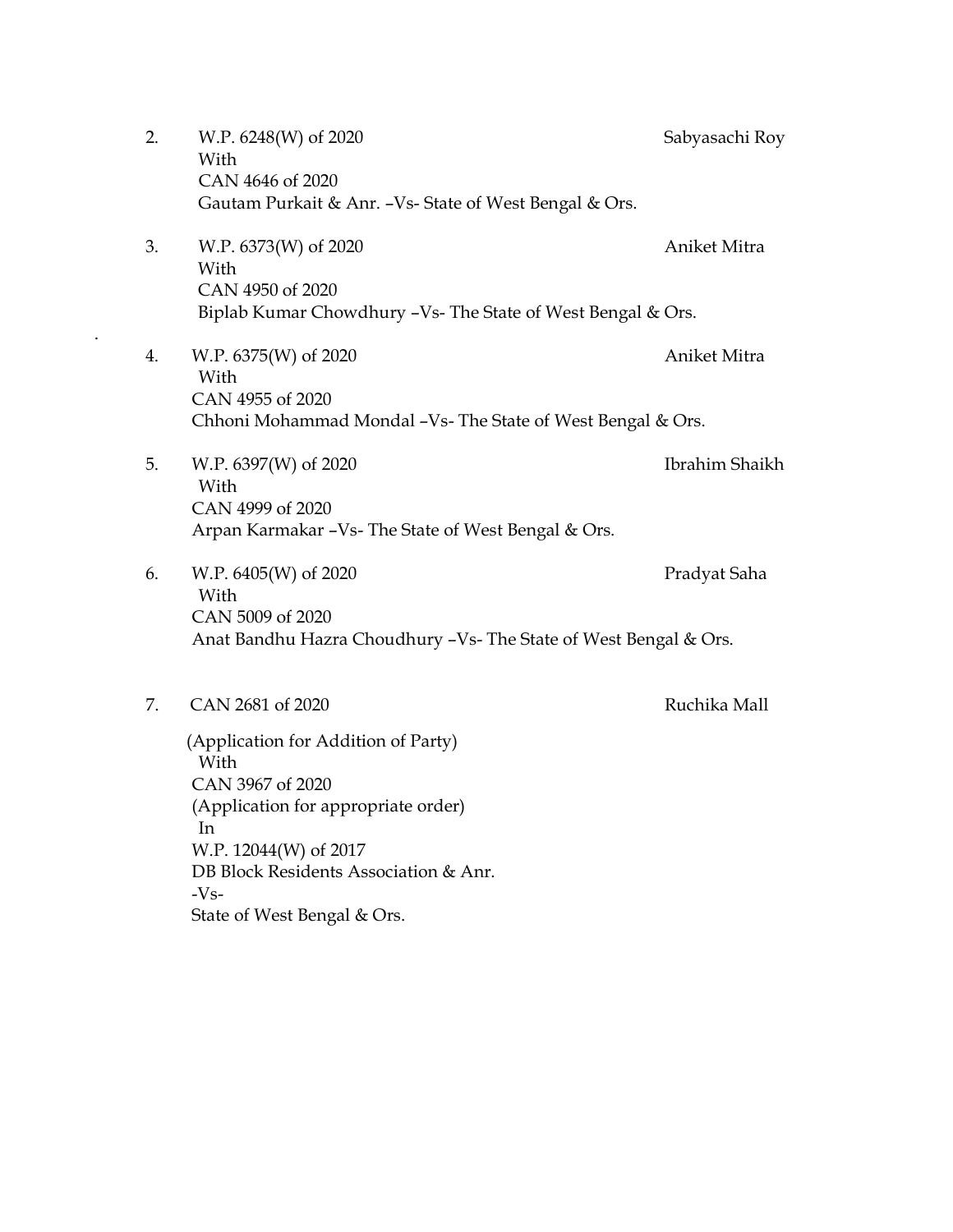2. W.P. 6248(W) of 2020 — Sabyasachi Roy  
   With  
   CAN 4646 of 2020  
   Gautam Purkait & Anr. –Vs- State of West Bengal & Ors.

3. W.P. 6373(W) of 2020 — Aniket Mitra  
   With  
   CAN 4950 of 2020  
   Biplab Kumar Chowdhury –Vs- The State of West Bengal & Ors.

4. W.P. 6375(W) of 2020 — Aniket Mitra  
   With  
   CAN 4955 of 2020  
   Chhoni Mohammad Mondal –Vs- The State of West Bengal & Ors.

5. W.P. 6397(W) of 2020 — Ibrahim Shaikh  
   With  
   CAN 4999 of 2020  
   Arpan Karmakar –Vs- The State of West Bengal & Ors.

6. W.P. 6405(W) of 2020 — Pradyat Saha  
   With  
   CAN 5009 of 2020  
   Anat Bandhu Hazra Choudhury –Vs- The State of West Bengal & Ors.

7. CAN 2681 of 2020 — Ruchika Mall  
   (Application for Addition of Party)  
   With  
   CAN 3967 of 2020  
   (Application for appropriate order)  
   In  
   W.P. 12044(W) of 2017  
   DB Block Residents Association & Anr.  
   -Vs-  
   State of West Bengal & Ors.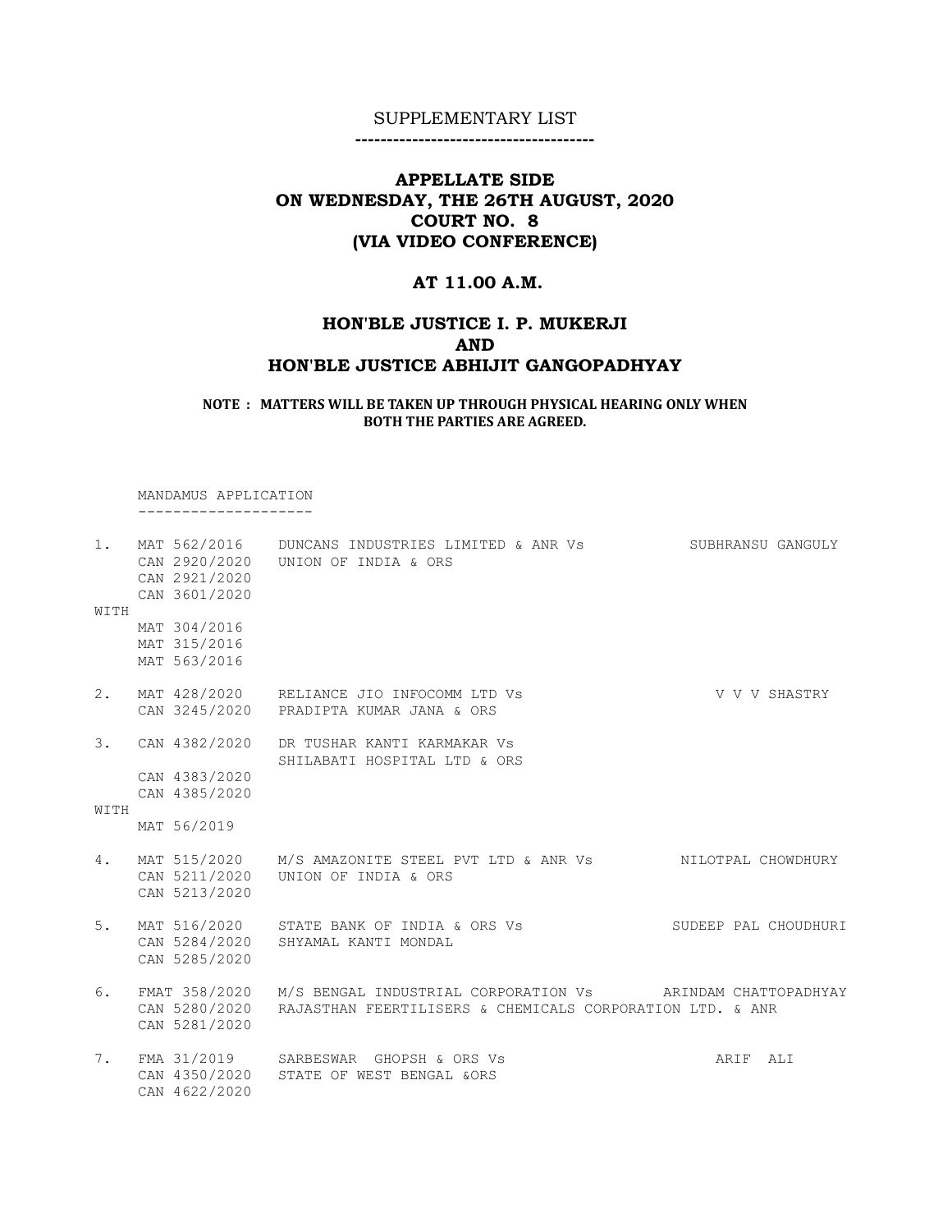SUPPLEMENTARY LIST

-------------------------------------

# APPELLATE SIDE
# ON WEDNESDAY, THE 26TH AUGUST, 2020
# COURT NO. 8
# (VIA VIDEO CONFERENCE)

## AT 11.00 A.M.

## HON'BLE JUSTICE I. P. MUKERJI
## AND
## HON'BLE JUSTICE ABHIJIT GANGOPADHYAY

**NOTE : MATTERS WILL BE TAKEN UP THROUGH PHYSICAL HEARING ONLY WHEN BOTH THE PARTIES ARE AGREED.**

MANDAMUS APPLICATION

--------------------

```
1.   MAT 562/2016    DUNCANS INDUSTRIES LIMITED & ANR Vs          SUBHRANSU GANGULY
     CAN 2920/2020   UNION OF INDIA & ORS
     CAN 2921/2020
     CAN 3601/2020
WITH
     MAT 304/2016
     MAT 315/2016
     MAT 563/2016

2.   MAT 428/2020    RELIANCE JIO INFOCOMM LTD Vs                 V V V SHASTRY
     CAN 3245/2020   PRADIPTA KUMAR JANA & ORS

3.   CAN 4382/2020   DR TUSHAR KANTI KARMAKAR Vs
                     SHILABATI HOSPITAL LTD & ORS
     CAN 4383/2020
     CAN 4385/2020
WITH
     MAT 56/2019

4.   MAT 515/2020    M/S AMAZONITE STEEL PVT LTD & ANR Vs         NILOTPAL CHOWDHURY
     CAN 5211/2020   UNION OF INDIA & ORS
     CAN 5213/2020

5.   MAT 516/2020    STATE BANK OF INDIA & ORS Vs                 SUDEEP PAL CHOUDHURI
     CAN 5284/2020   SHYAMAL KANTI MONDAL
     CAN 5285/2020

6.   FMAT 358/2020   M/S BENGAL INDUSTRIAL CORPORATION Vs         ARINDAM CHATTOPADHYAY
     CAN 5280/2020   RAJASTHAN FEERTILISERS & CHEMICALS CORPORATION LTD. & ANR
     CAN 5281/2020

7.   FMA 31/2019     SARBESWAR  GHOPSH & ORS Vs                   ARIF  ALI
     CAN 4350/2020   STATE OF WEST BENGAL &ORS
     CAN 4622/2020
```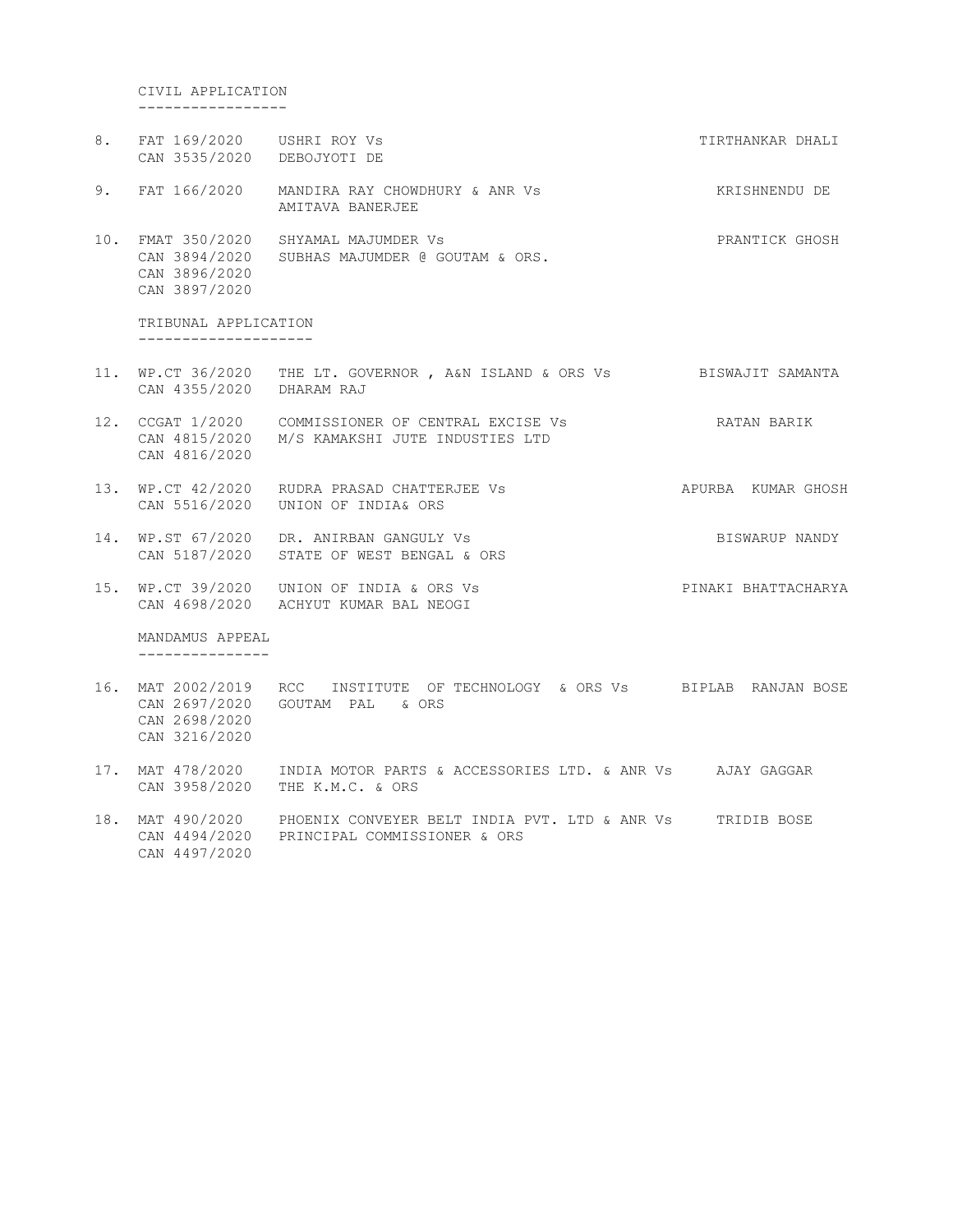CIVIL APPLICATION
-----------------

| No. | Case No. | Parties | Advocate |
|---|---|---|---|
| 8. | FAT 169/2020<br>CAN 3535/2020 | USHRI ROY Vs<br>DEBOJYOTI DE | TIRTHANKAR DHALI |
| 9. | FAT 166/2020 | MANDIRA RAY CHOWDHURY & ANR Vs<br>AMITAVA BANERJEE | KRISHNENDU DE |
| 10. | FMAT 350/2020<br>CAN 3894/2020<br>CAN 3896/2020<br>CAN 3897/2020 | SHYAMAL MAJUMDER Vs<br>SUBHAS MAJUMDER @ GOUTAM & ORS. | PRANTICK GHOSH |

TRIBUNAL APPLICATION
--------------------

| No. | Case No. | Parties | Advocate |
|---|---|---|---|
| 11. | WP.CT 36/2020<br>CAN 4355/2020 | THE LT. GOVERNOR , A&N ISLAND & ORS Vs<br>DHARAM RAJ | BISWAJIT SAMANTA |
| 12. | CCGAT 1/2020<br>CAN 4815/2020<br>CAN 4816/2020 | COMMISSIONER OF CENTRAL EXCISE Vs<br>M/S KAMAKSHI JUTE INDUSTIES LTD | RATAN BARIK |
| 13. | WP.CT 42/2020<br>CAN 5516/2020 | RUDRA PRASAD CHATTERJEE Vs<br>UNION OF INDIA& ORS | APURBA KUMAR GHOSH |
| 14. | WP.ST 67/2020<br>CAN 5187/2020 | DR. ANIRBAN GANGULY Vs<br>STATE OF WEST BENGAL & ORS | BISWARUP NANDY |
| 15. | WP.CT 39/2020<br>CAN 4698/2020 | UNION OF INDIA & ORS Vs<br>ACHYUT KUMAR BAL NEOGI | PINAKI BHATTACHARYA |

MANDAMUS APPEAL
---------------

| No. | Case No. | Parties | Advocate |
|---|---|---|---|
| 16. | MAT 2002/2019<br>CAN 2697/2020<br>CAN 2698/2020<br>CAN 3216/2020 | RCC INSTITUTE OF TECHNOLOGY & ORS Vs<br>GOUTAM PAL & ORS | BIPLAB RANJAN BOSE |
| 17. | MAT 478/2020<br>CAN 3958/2020 | INDIA MOTOR PARTS & ACCESSORIES LTD. & ANR Vs<br>THE K.M.C. & ORS | AJAY GAGGAR |
| 18. | MAT 490/2020<br>CAN 4494/2020<br>CAN 4497/2020 | PHOENIX CONVEYER BELT INDIA PVT. LTD & ANR Vs<br>PRINCIPAL COMMISSIONER & ORS | TRIDIB BOSE |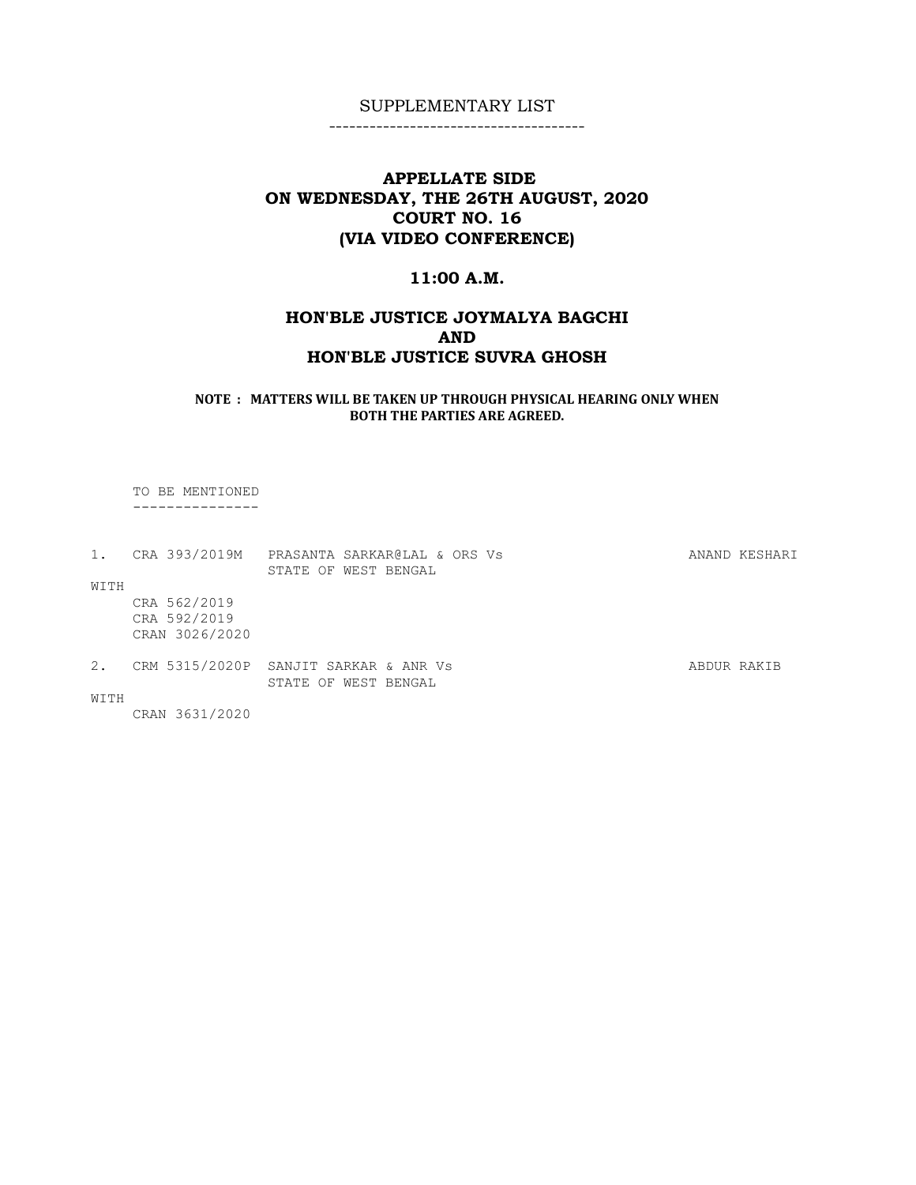SUPPLEMENTARY LIST

-------------------------------------

**APPELLATE SIDE**
**ON WEDNESDAY, THE 26TH AUGUST, 2020**
**COURT NO. 16**
**(VIA VIDEO CONFERENCE)**

**11:00 A.M.**

**HON'BLE JUSTICE JOYMALYA BAGCHI**
**AND**
**HON'BLE JUSTICE SUVRA GHOSH**

**NOTE : MATTERS WILL BE TAKEN UP THROUGH PHYSICAL HEARING ONLY WHEN BOTH THE PARTIES ARE AGREED.**

TO BE MENTIONED
---------------

```
1.    CRA 393/2019M   PRASANTA SARKAR@LAL & ORS Vs             ANAND KESHARI
                      STATE OF WEST BENGAL
WITH
      CRA 562/2019
      CRA 592/2019
      CRAN 3026/2020

2.    CRM 5315/2020P  SANJIT SARKAR & ANR Vs                   ABDUR RAKIB
                      STATE OF WEST BENGAL
WITH
      CRAN 3631/2020
```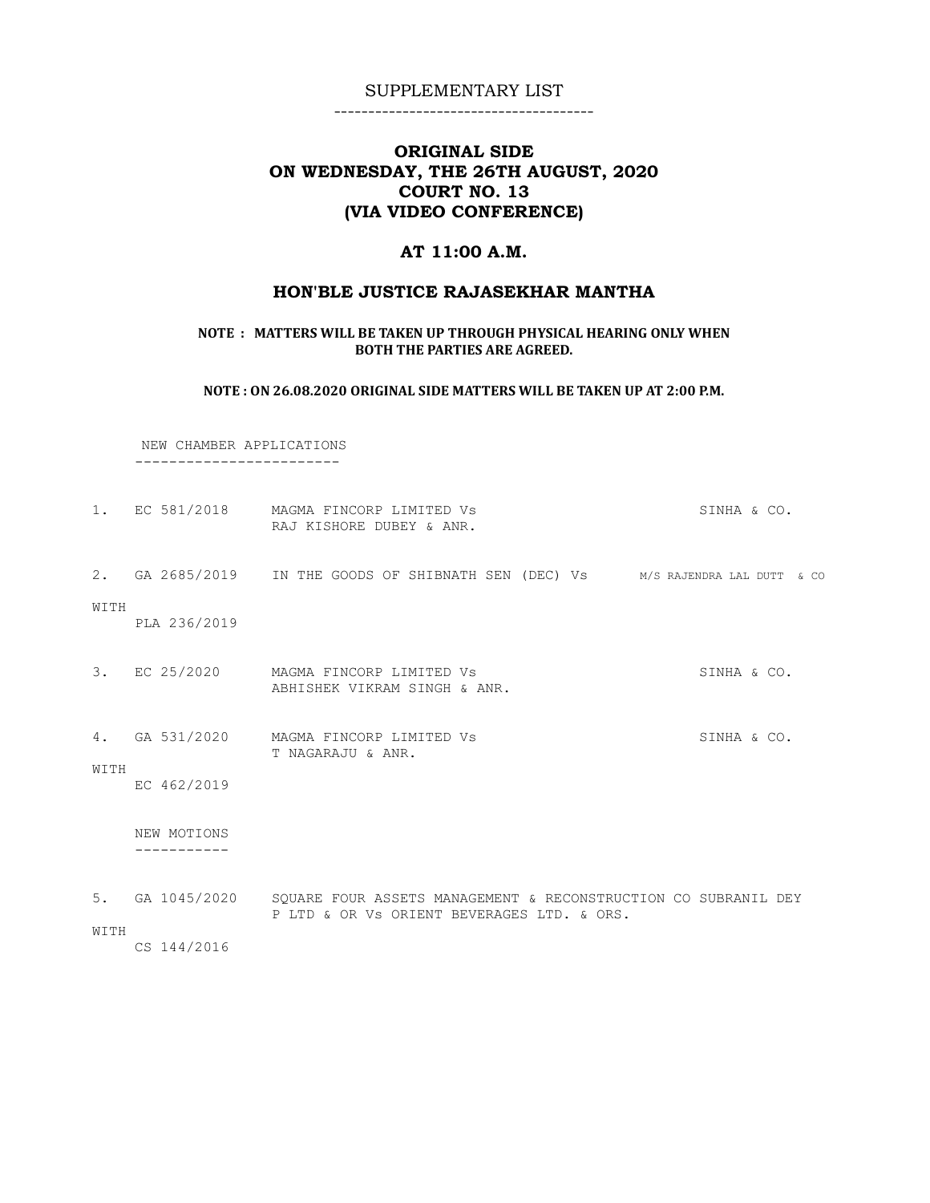SUPPLEMENTARY LIST

# ORIGINAL SIDE
# ON WEDNESDAY, THE 26TH AUGUST, 2020
# COURT NO. 13
# (VIA VIDEO CONFERENCE)

## AT 11:00 A.M.

## HON'BLE JUSTICE RAJASEKHAR MANTHA

**NOTE : MATTERS WILL BE TAKEN UP THROUGH PHYSICAL HEARING ONLY WHEN BOTH THE PARTIES ARE AGREED.**

**NOTE : ON 26.08.2020 ORIGINAL SIDE MATTERS WILL BE TAKEN UP AT 2:00 P.M.**

NEW CHAMBER APPLICATIONS

| | Case No. | Parties | Advocate |
|---|---|---|---|
| 1. | EC 581/2018 | MAGMA FINCORP LIMITED Vs RAJ KISHORE DUBEY & ANR. | SINHA & CO. |
| 2. | GA 2685/2019 | IN THE GOODS OF SHIBNATH SEN (DEC) Vs | M/S RAJENDRA LAL DUTT & CO |
| WITH | PLA 236/2019 | | |
| 3. | EC 25/2020 | MAGMA FINCORP LIMITED Vs ABHISHEK VIKRAM SINGH & ANR. | SINHA & CO. |
| 4. | GA 531/2020 | MAGMA FINCORP LIMITED Vs T NAGARAJU & ANR. | SINHA & CO. |
| WITH | EC 462/2019 | | |

NEW MOTIONS

| | Case No. | Parties | Advocate |
|---|---|---|---|
| 5. | GA 1045/2020 | SQUARE FOUR ASSETS MANAGEMENT & RECONSTRUCTION CO P LTD & OR Vs ORIENT BEVERAGES LTD. & ORS. | SUBRANIL DEY |
| WITH | CS 144/2016 | | |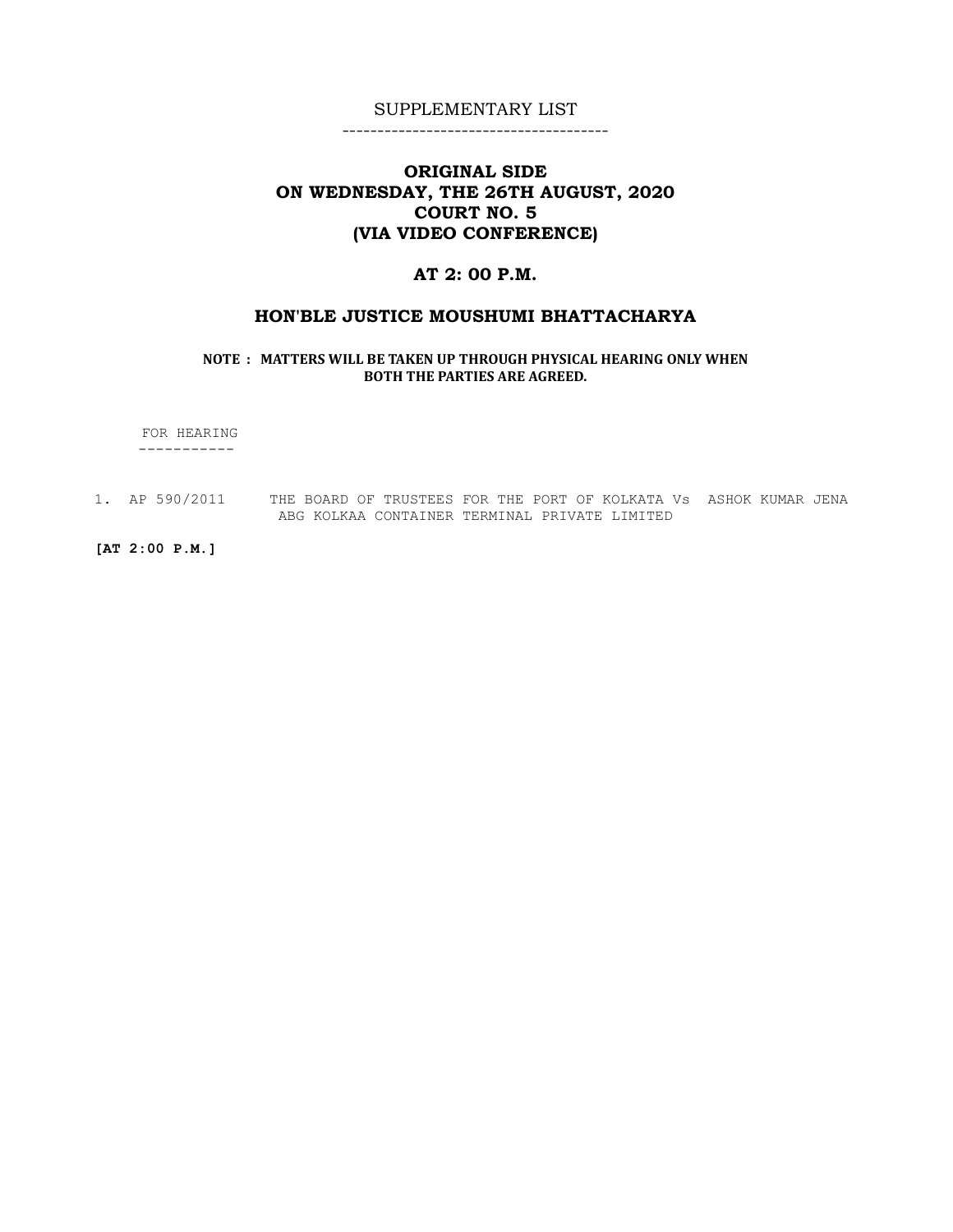SUPPLEMENTARY LIST

---

## ORIGINAL SIDE
## ON WEDNESDAY, THE 26TH AUGUST, 2020
## COURT NO. 5
## (VIA VIDEO CONFERENCE)

### AT 2: 00 P.M.

### HON'BLE JUSTICE MOUSHUMI BHATTACHARYA

**NOTE : MATTERS WILL BE TAKEN UP THROUGH PHYSICAL HEARING ONLY WHEN BOTH THE PARTIES ARE AGREED.**

FOR HEARING

---

1. AP 590/2011 THE BOARD OF TRUSTEES FOR THE PORT OF KOLKATA Vs ASHOK KUMAR JENA
   ABG KOLKAA CONTAINER TERMINAL PRIVATE LIMITED

**[AT 2:00 P.M.]**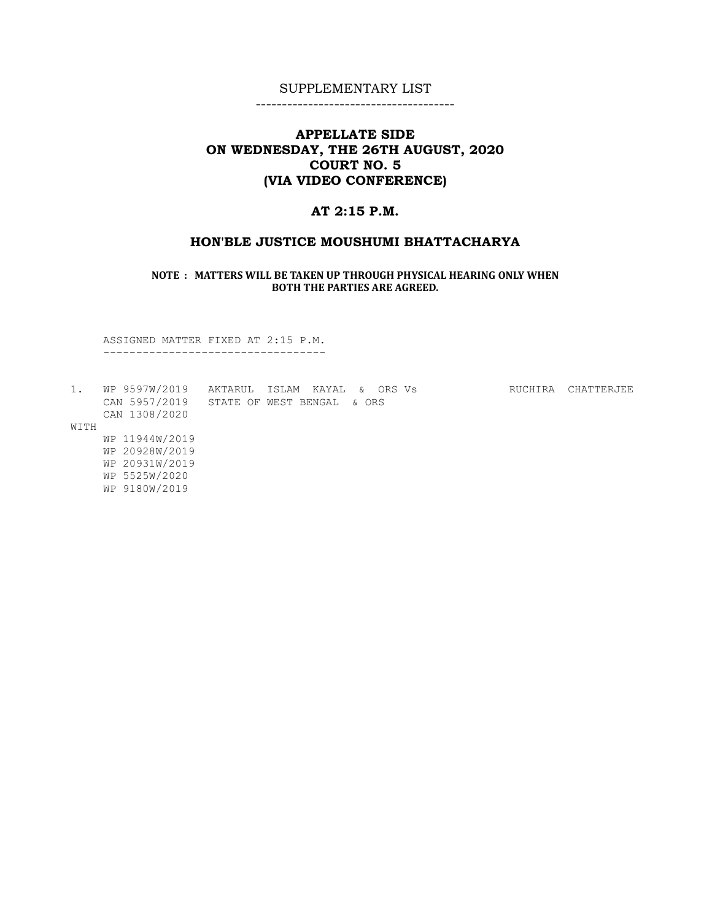SUPPLEMENTARY LIST

---

## APPELLATE SIDE
## ON WEDNESDAY, THE 26TH AUGUST, 2020
## COURT NO. 5
## (VIA VIDEO CONFERENCE)

### AT 2:15 P.M.

### HON'BLE JUSTICE MOUSHUMI BHATTACHARYA

**NOTE : MATTERS WILL BE TAKEN UP THROUGH PHYSICAL HEARING ONLY WHEN BOTH THE PARTIES ARE AGREED.**

ASSIGNED MATTER FIXED AT 2:15 P.M.

---

```
1.   WP 9597W/2019   AKTARUL ISLAM KAYAL & ORS Vs          RUCHIRA CHATTERJEE
     CAN 5957/2019   STATE OF WEST BENGAL & ORS
     CAN 1308/2020
WITH
     WP 11944W/2019
     WP 20928W/2019
     WP 20931W/2019
     WP 5525W/2020
     WP 9180W/2019
```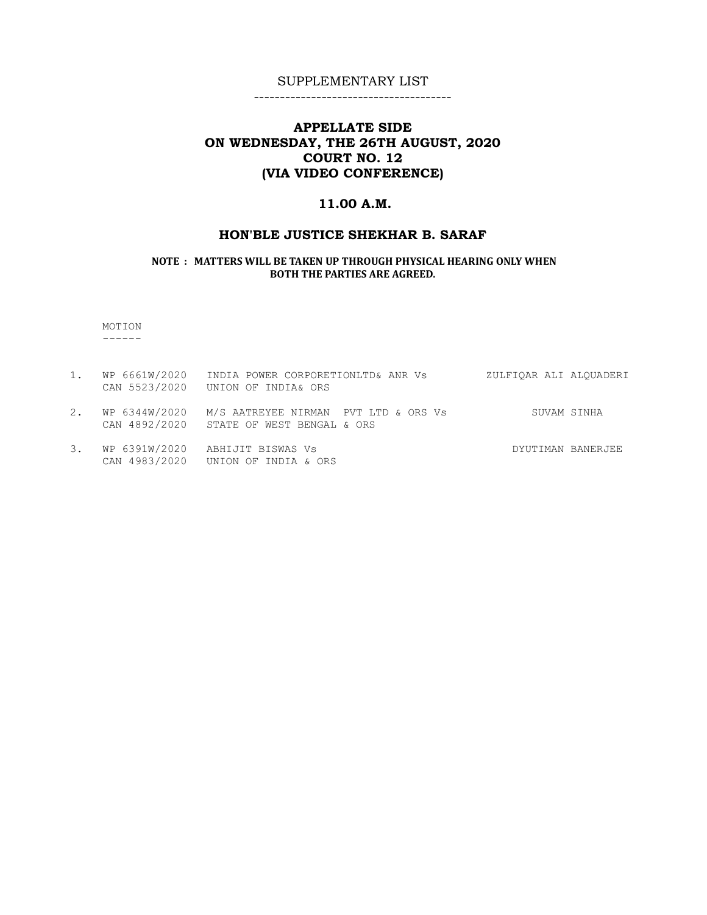SUPPLEMENTARY LIST

--------------------------------------

## APPELLATE SIDE
## ON WEDNESDAY, THE 26TH AUGUST, 2020
## COURT NO. 12
## (VIA VIDEO CONFERENCE)

### 11.00 A.M.

### HON'BLE JUSTICE SHEKHAR B. SARAF

**NOTE : MATTERS WILL BE TAKEN UP THROUGH PHYSICAL HEARING ONLY WHEN BOTH THE PARTIES ARE AGREED.**

MOTION
------

| | | | |
|---|---|---|---|
| 1. | WP 6661W/2020<br>CAN 5523/2020 | INDIA POWER CORPORETIONLTD& ANR Vs<br>UNION OF INDIA& ORS | ZULFIQAR ALI ALQUADERI |
| 2. | WP 6344W/2020<br>CAN 4892/2020 | M/S AATREYEE NIRMAN PVT LTD & ORS Vs<br>STATE OF WEST BENGAL & ORS | SUVAM SINHA |
| 3. | WP 6391W/2020<br>CAN 4983/2020 | ABHIJIT BISWAS Vs<br>UNION OF INDIA & ORS | DYUTIMAN BANERJEE |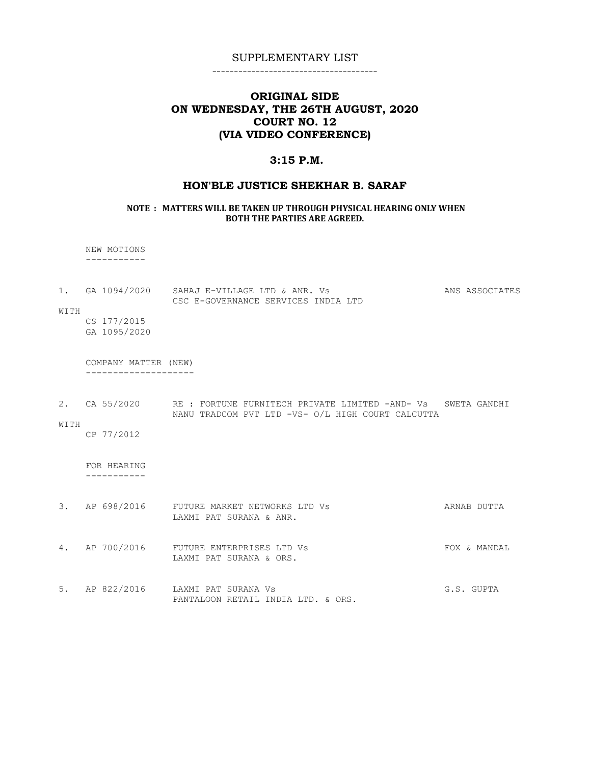# SUPPLEMENTARY LIST

--------------------------------------

## ORIGINAL SIDE
## ON WEDNESDAY, THE 26TH AUGUST, 2020
## COURT NO. 12
## (VIA VIDEO CONFERENCE)

### 3:15 P.M.

### HON'BLE JUSTICE SHEKHAR B. SARAF

**NOTE : MATTERS WILL BE TAKEN UP THROUGH PHYSICAL HEARING ONLY WHEN BOTH THE PARTIES ARE AGREED.**

NEW MOTIONS
-----------

1. GA 1094/2020 SAHAJ E-VILLAGE LTD & ANR. Vs CSC E-GOVERNANCE SERVICES INDIA LTD — ANS ASSOCIATES

WITH
CS 177/2015
GA 1095/2020

COMPANY MATTER (NEW)
--------------------

2. CA 55/2020 RE : FORTUNE FURNITECH PRIVATE LIMITED -AND- Vs NANU TRADCOM PVT LTD -VS- O/L HIGH COURT CALCUTTA — SWETA GANDHI

WITH
CP 77/2012

FOR HEARING
-----------

3. AP 698/2016 FUTURE MARKET NETWORKS LTD Vs LAXMI PAT SURANA & ANR. — ARNAB DUTTA

4. AP 700/2016 FUTURE ENTERPRISES LTD Vs LAXMI PAT SURANA & ORS. — FOX & MANDAL

5. AP 822/2016 LAXMI PAT SURANA Vs PANTALOON RETAIL INDIA LTD. & ORS. — G.S. GUPTA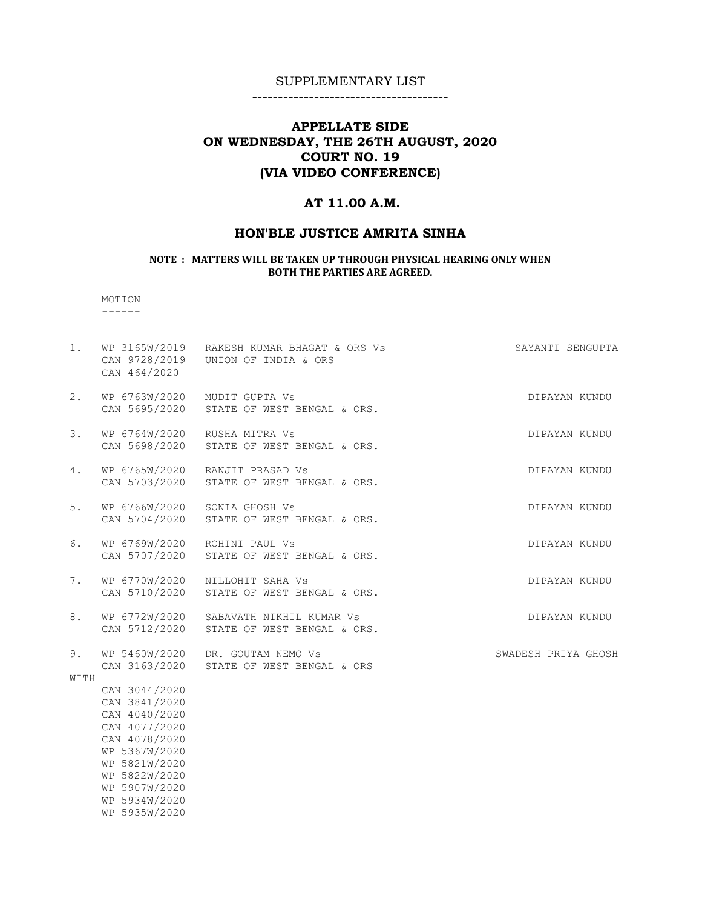SUPPLEMENTARY LIST

-------------------------------------

## APPELLATE SIDE
## ON WEDNESDAY, THE 26TH AUGUST, 2020
## COURT NO. 19
## (VIA VIDEO CONFERENCE)

### AT 11.00 A.M.

### HON'BLE JUSTICE AMRITA SINHA

**NOTE : MATTERS WILL BE TAKEN UP THROUGH PHYSICAL HEARING ONLY WHEN BOTH THE PARTIES ARE AGREED.**

MOTION
------

| | | | |
|---|---|---|---|
| 1. | WP 3165W/2019<br>CAN 9728/2019<br>CAN 464/2020 | RAKESH KUMAR BHAGAT & ORS Vs<br>UNION OF INDIA & ORS | SAYANTI SENGUPTA |
| 2. | WP 6763W/2020<br>CAN 5695/2020 | MUDIT GUPTA Vs<br>STATE OF WEST BENGAL & ORS. | DIPAYAN KUNDU |
| 3. | WP 6764W/2020<br>CAN 5698/2020 | RUSHA MITRA Vs<br>STATE OF WEST BENGAL & ORS. | DIPAYAN KUNDU |
| 4. | WP 6765W/2020<br>CAN 5703/2020 | RANJIT PRASAD Vs<br>STATE OF WEST BENGAL & ORS. | DIPAYAN KUNDU |
| 5. | WP 6766W/2020<br>CAN 5704/2020 | SONIA GHOSH Vs<br>STATE OF WEST BENGAL & ORS. | DIPAYAN KUNDU |
| 6. | WP 6769W/2020<br>CAN 5707/2020 | ROHINI PAUL Vs<br>STATE OF WEST BENGAL & ORS. | DIPAYAN KUNDU |
| 7. | WP 6770W/2020<br>CAN 5710/2020 | NILLOHIT SAHA Vs<br>STATE OF WEST BENGAL & ORS. | DIPAYAN KUNDU |
| 8. | WP 6772W/2020<br>CAN 5712/2020 | SABAVATH NIKHIL KUMAR Vs<br>STATE OF WEST BENGAL & ORS. | DIPAYAN KUNDU |
| 9. | WP 5460W/2020<br>CAN 3163/2020 | DR. GOUTAM NEMO Vs<br>STATE OF WEST BENGAL & ORS | SWADESH PRIYA GHOSH |
| WITH | CAN 3044/2020<br>CAN 3841/2020<br>CAN 4040/2020<br>CAN 4077/2020<br>CAN 4078/2020<br>WP 5367W/2020<br>WP 5821W/2020<br>WP 5822W/2020<br>WP 5907W/2020<br>WP 5934W/2020<br>WP 5935W/2020 | | |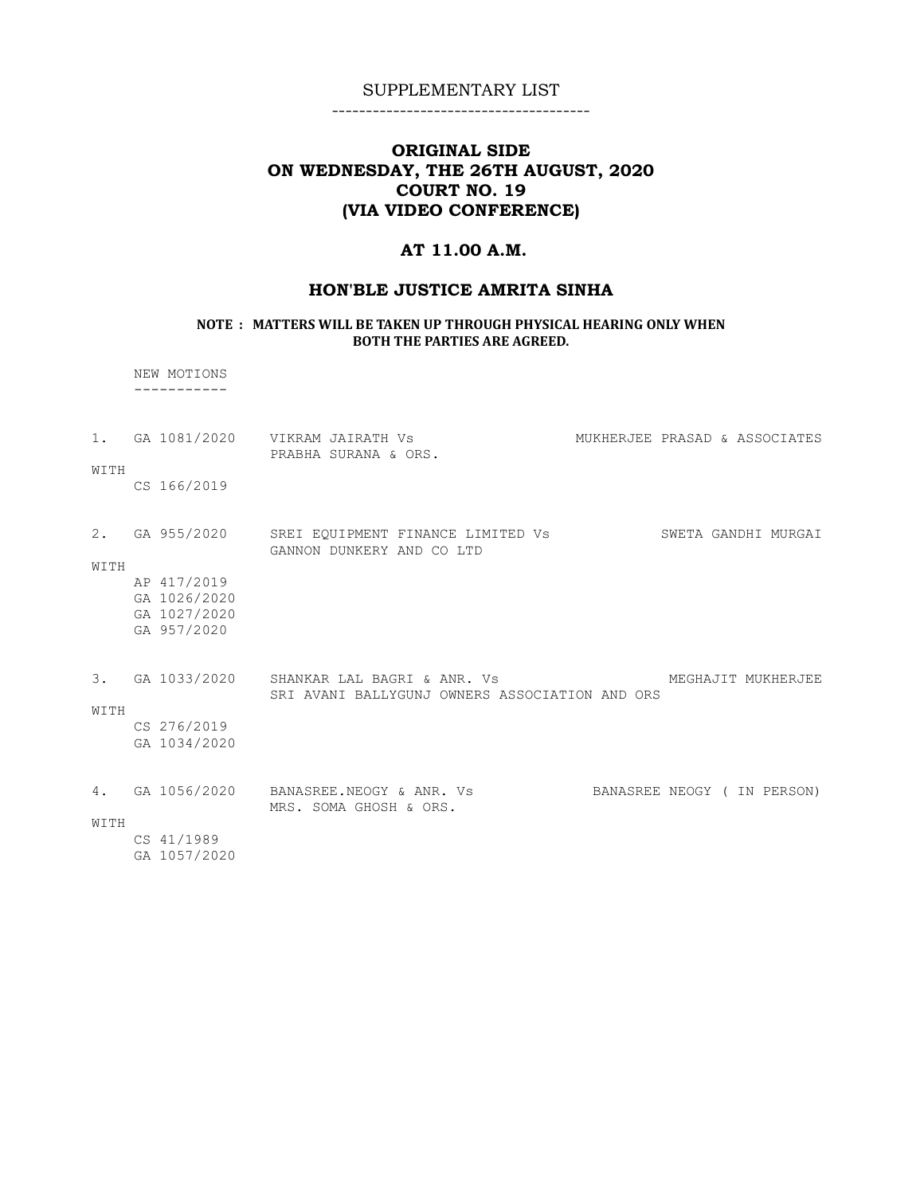SUPPLEMENTARY LIST

--------------------------------------

**ORIGINAL SIDE**
**ON WEDNESDAY, THE 26TH AUGUST, 2020**
**COURT NO. 19**
**(VIA VIDEO CONFERENCE)**

**AT 11.00 A.M.**

**HON'BLE JUSTICE AMRITA SINHA**

**NOTE : MATTERS WILL BE TAKEN UP THROUGH PHYSICAL HEARING ONLY WHEN BOTH THE PARTIES ARE AGREED.**

NEW MOTIONS
-----------

1. GA 1081/2020 VIKRAM JAIRATH Vs PRABHA SURANA & ORS. — MUKHERJEE PRASAD & ASSOCIATES

   WITH
   CS 166/2019

2. GA 955/2020 SREI EQUIPMENT FINANCE LIMITED Vs GANNON DUNKERY AND CO LTD — SWETA GANDHI MURGAI

   WITH
   AP 417/2019
   GA 1026/2020
   GA 1027/2020
   GA 957/2020

3. GA 1033/2020 SHANKAR LAL BAGRI & ANR. Vs SRI AVANI BALLYGUNJ OWNERS ASSOCIATION AND ORS — MEGHAJIT MUKHERJEE

   WITH
   CS 276/2019
   GA 1034/2020

4. GA 1056/2020 BANASREE.NEOGY & ANR. Vs MRS. SOMA GHOSH & ORS. — BANASREE NEOGY ( IN PERSON)

   WITH
   CS 41/1989
   GA 1057/2020